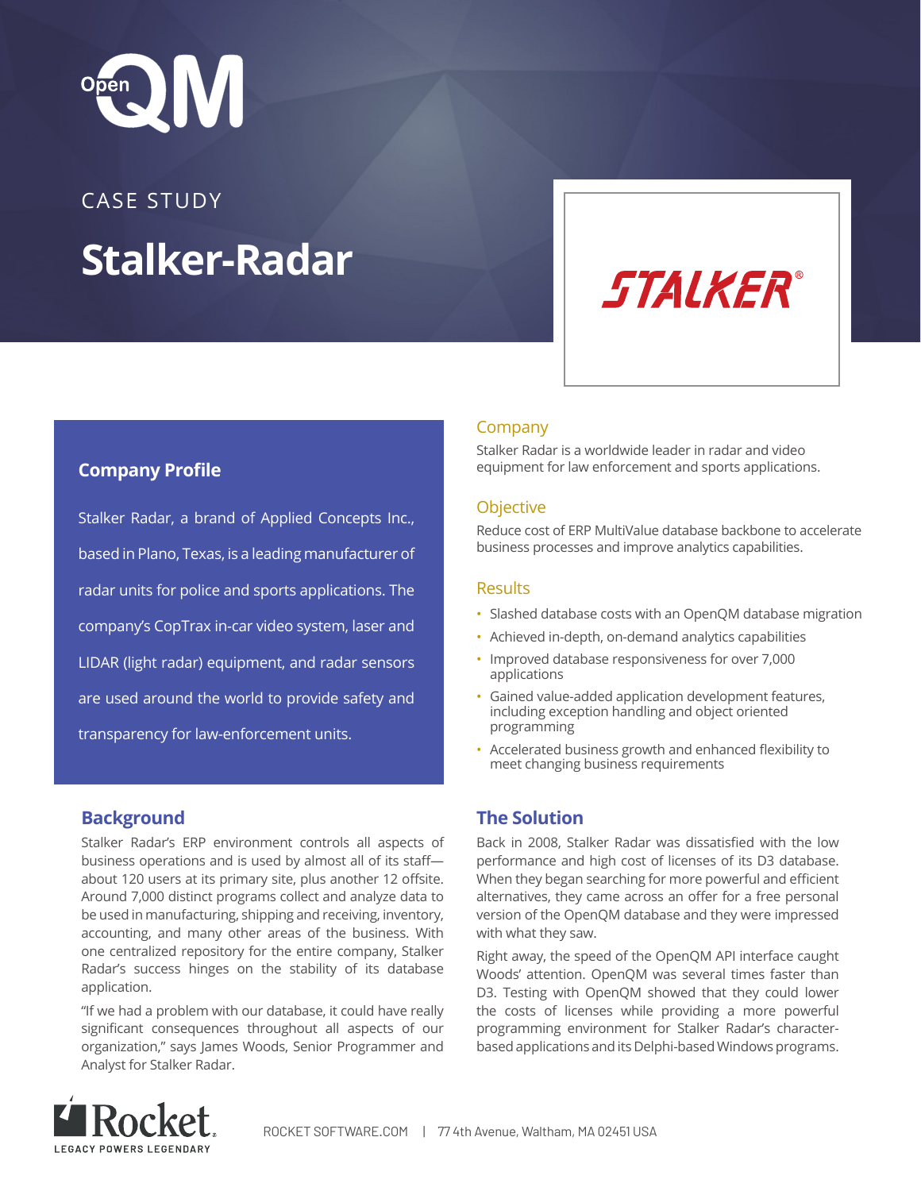OpenQM

CASE STUDY

# Stalker-Radar

STALKER®

## Company Profile

Stalker Radar, a brand of Applied Concepts Inc., based in Plano, Texas, is a leading manufacturer of radar units for police and sports applications. The company's CopTrax in-car video system, laser and LIDAR (light radar) equipment, and radar sensors are used around the world to provide safety and transparency for law-enforcement units.

### Company

Stalker Radar is a worldwide leader in radar and video equipment for law enforcement and sports applications.

### Objective

Reduce cost of ERP MultiValue database backbone to accelerate business processes and improve analytics capabilities.

### Results

- Slashed database costs with an OpenQM database migration
- Achieved in-depth, on-demand analytics capabilities
- Improved database responsiveness for over 7,000 applications
- Gained value-added application development features, including exception handling and object oriented programming
- Accelerated business growth and enhanced flexibility to meet changing business requirements

## Background

Stalker Radar's ERP environment controls all aspects of business operations and is used by almost all of its staff—about 120 users at its primary site, plus another 12 offsite. Around 7,000 distinct programs collect and analyze data to be used in manufacturing, shipping and receiving, inventory, accounting, and many other areas of the business. With one centralized repository for the entire company, Stalker Radar's success hinges on the stability of its database application.

"If we had a problem with our database, it could have really significant consequences throughout all aspects of our organization," says James Woods, Senior Programmer and Analyst for Stalker Radar.

## The Solution

Back in 2008, Stalker Radar was dissatisfied with the low performance and high cost of licenses of its D3 database. When they began searching for more powerful and efficient alternatives, they came across an offer for a free personal version of the OpenQM database and they were impressed with what they saw.

Right away, the speed of the OpenQM API interface caught Woods' attention. OpenQM was several times faster than D3. Testing with OpenQM showed that they could lower the costs of licenses while providing a more powerful programming environment for Stalker Radar's character-based applications and its Delphi-based Windows programs.

Rocket. LEGACY POWERS LEGENDARY

ROCKET SOFTWARE.COM | 77 4th Avenue, Waltham, MA 02451 USA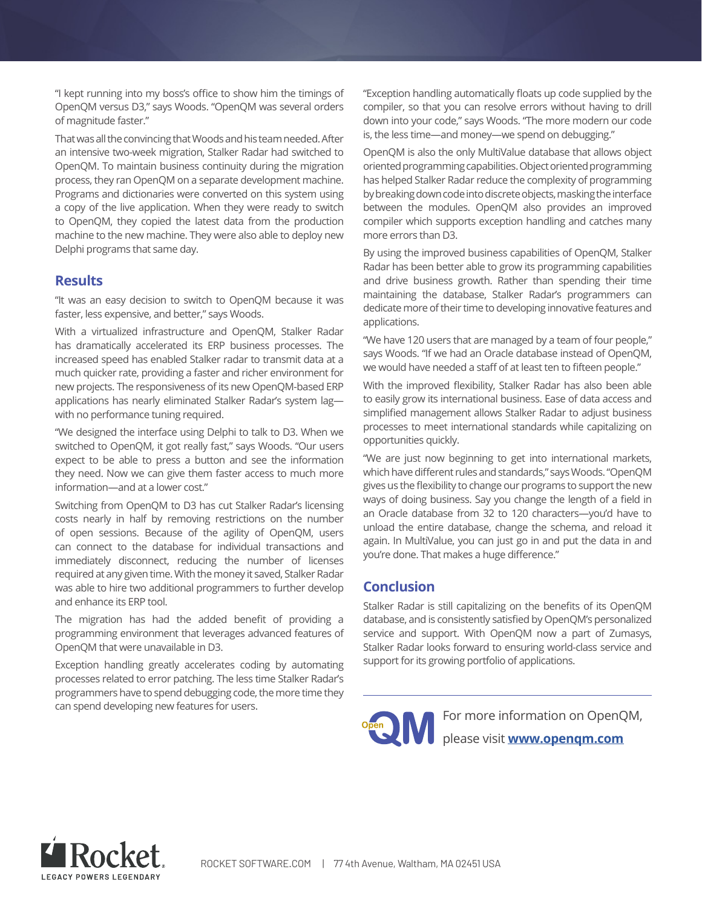"I kept running into my boss's office to show him the timings of OpenQM versus D3," says Woods. "OpenQM was several orders of magnitude faster."

That was all the convincing that Woods and his team needed. After an intensive two-week migration, Stalker Radar had switched to OpenQM. To maintain business continuity during the migration process, they ran OpenQM on a separate development machine. Programs and dictionaries were converted on this system using a copy of the live application. When they were ready to switch to OpenQM, they copied the latest data from the production machine to the new machine. They were also able to deploy new Delphi programs that same day.

## Results

"It was an easy decision to switch to OpenQM because it was faster, less expensive, and better," says Woods.

With a virtualized infrastructure and OpenQM, Stalker Radar has dramatically accelerated its ERP business processes. The increased speed has enabled Stalker radar to transmit data at a much quicker rate, providing a faster and richer environment for new projects. The responsiveness of its new OpenQM-based ERP applications has nearly eliminated Stalker Radar's system lag—with no performance tuning required.

"We designed the interface using Delphi to talk to D3. When we switched to OpenQM, it got really fast," says Woods. "Our users expect to be able to press a button and see the information they need. Now we can give them faster access to much more information—and at a lower cost."

Switching from OpenQM to D3 has cut Stalker Radar's licensing costs nearly in half by removing restrictions on the number of open sessions. Because of the agility of OpenQM, users can connect to the database for individual transactions and immediately disconnect, reducing the number of licenses required at any given time. With the money it saved, Stalker Radar was able to hire two additional programmers to further develop and enhance its ERP tool.

The migration has had the added benefit of providing a programming environment that leverages advanced features of OpenQM that were unavailable in D3.

Exception handling greatly accelerates coding by automating processes related to error patching. The less time Stalker Radar's programmers have to spend debugging code, the more time they can spend developing new features for users.

"Exception handling automatically floats up code supplied by the compiler, so that you can resolve errors without having to drill down into your code," says Woods. "The more modern our code is, the less time—and money—we spend on debugging."

OpenQM is also the only MultiValue database that allows object oriented programming capabilities. Object oriented programming has helped Stalker Radar reduce the complexity of programming by breaking down code into discrete objects, masking the interface between the modules. OpenQM also provides an improved compiler which supports exception handling and catches many more errors than D3.

By using the improved business capabilities of OpenQM, Stalker Radar has been better able to grow its programming capabilities and drive business growth. Rather than spending their time maintaining the database, Stalker Radar's programmers can dedicate more of their time to developing innovative features and applications.

"We have 120 users that are managed by a team of four people," says Woods. "If we had an Oracle database instead of OpenQM, we would have needed a staff of at least ten to fifteen people."

With the improved flexibility, Stalker Radar has also been able to easily grow its international business. Ease of data access and simplified management allows Stalker Radar to adjust business processes to meet international standards while capitalizing on opportunities quickly.

"We are just now beginning to get into international markets, which have different rules and standards," says Woods. "OpenQM gives us the flexibility to change our programs to support the new ways of doing business. Say you change the length of a field in an Oracle database from 32 to 120 characters—you'd have to unload the entire database, change the schema, and reload it again. In MultiValue, you can just go in and put the data in and you're done. That makes a huge difference."

## Conclusion

Stalker Radar is still capitalizing on the benefits of its OpenQM database, and is consistently satisfied by OpenQM's personalized service and support. With OpenQM now a part of Zumasys, Stalker Radar looks forward to ensuring world-class service and support for its growing portfolio of applications.

OpenQM

For more information on OpenQM, please visit **www.openqm.com**

Rocket
LEGACY POWERS LEGENDARY

ROCKET SOFTWARE.COM | 77 4th Avenue, Waltham, MA 02451 USA